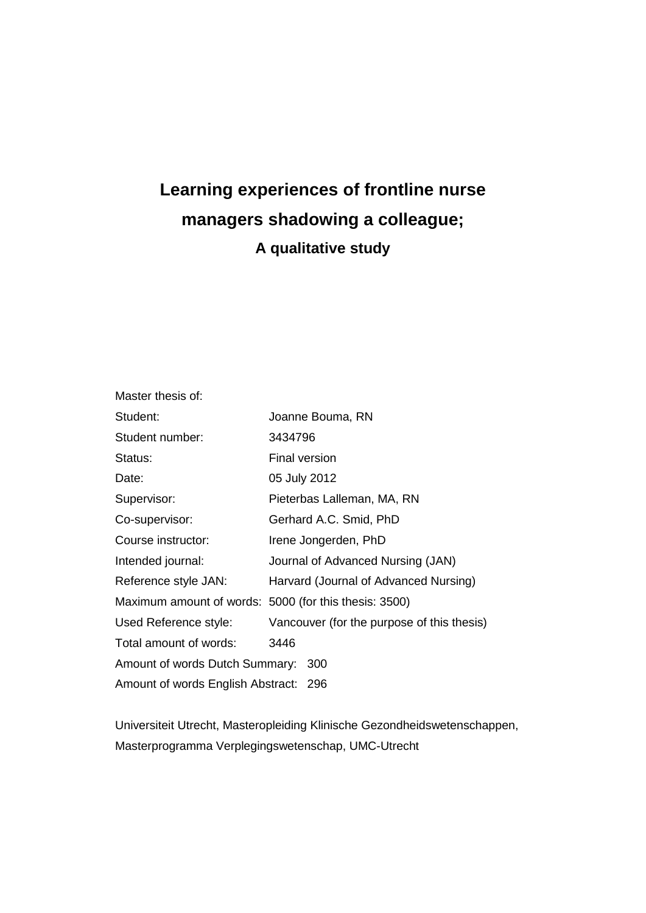# Learning experiences of frontline nurse managers shadowing a colleague;

## A qualitative study

Master thesis of:

| | |
|---|---|
| Student: | Joanne Bouma, RN |
| Student number: | 3434796 |
| Status: | Final version |
| Date: | 05 July 2012 |
| Supervisor: | Pieterbas Lalleman, MA, RN |
| Co-supervisor: | Gerhard A.C. Smid, PhD |
| Course instructor: | Irene Jongerden, PhD |
| Intended journal: | Journal of Advanced Nursing (JAN) |
| Reference style JAN: | Harvard (Journal of Advanced Nursing) |
| Maximum amount of words: | 5000 (for this thesis: 3500) |
| Used Reference style: | Vancouver (for the purpose of this thesis) |
| Total amount of words: | 3446 |
| Amount of words Dutch Summary: | 300 |
| Amount of words English Abstract: | 296 |

Universiteit Utrecht, Masteropleiding Klinische Gezondheidswetenschappen, Masterprogramma Verplegingswetenschap, UMC-Utrecht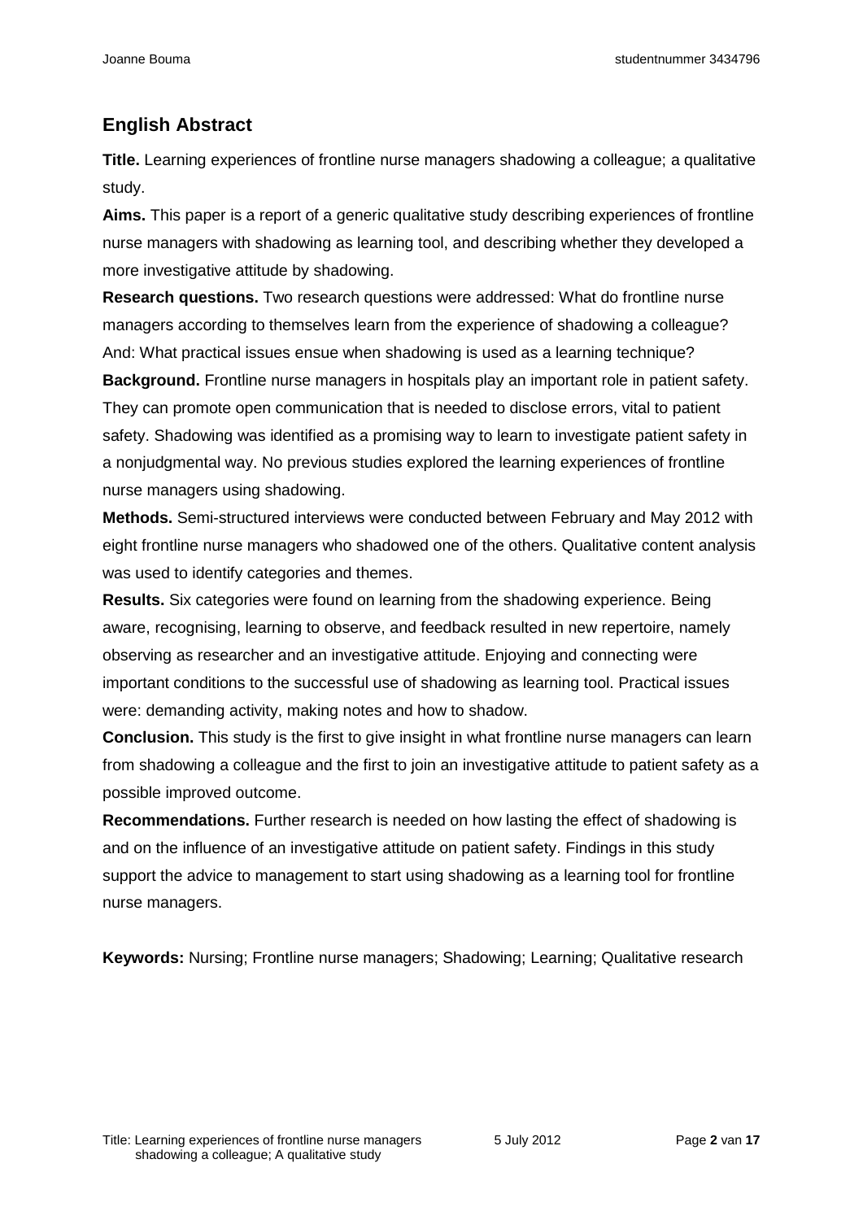## English Abstract

**Title.** Learning experiences of frontline nurse managers shadowing a colleague; a qualitative study.

**Aims.** This paper is a report of a generic qualitative study describing experiences of frontline nurse managers with shadowing as learning tool, and describing whether they developed a more investigative attitude by shadowing.

**Research questions.** Two research questions were addressed: What do frontline nurse managers according to themselves learn from the experience of shadowing a colleague? And: What practical issues ensue when shadowing is used as a learning technique?

**Background.** Frontline nurse managers in hospitals play an important role in patient safety. They can promote open communication that is needed to disclose errors, vital to patient safety. Shadowing was identified as a promising way to learn to investigate patient safety in a nonjudgmental way. No previous studies explored the learning experiences of frontline nurse managers using shadowing.

**Methods.** Semi-structured interviews were conducted between February and May 2012 with eight frontline nurse managers who shadowed one of the others. Qualitative content analysis was used to identify categories and themes.

**Results.** Six categories were found on learning from the shadowing experience. Being aware, recognising, learning to observe, and feedback resulted in new repertoire, namely observing as researcher and an investigative attitude. Enjoying and connecting were important conditions to the successful use of shadowing as learning tool. Practical issues were: demanding activity, making notes and how to shadow.

**Conclusion.** This study is the first to give insight in what frontline nurse managers can learn from shadowing a colleague and the first to join an investigative attitude to patient safety as a possible improved outcome.

**Recommendations.** Further research is needed on how lasting the effect of shadowing is and on the influence of an investigative attitude on patient safety. Findings in this study support the advice to management to start using shadowing as a learning tool for frontline nurse managers.

**Keywords:** Nursing; Frontline nurse managers; Shadowing; Learning; Qualitative research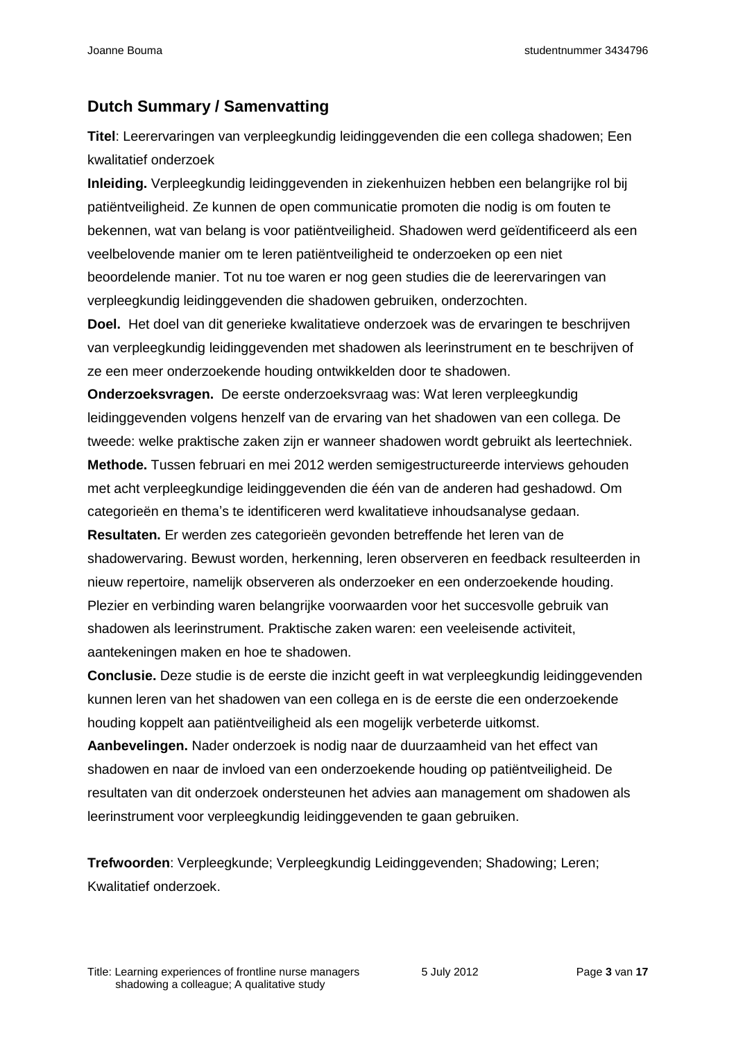## Dutch Summary / Samenvatting

**Titel**: Leerervaringen van verpleegkundig leidinggevenden die een collega shadowen; Een kwalitatief onderzoek

**Inleiding.** Verpleegkundig leidinggevenden in ziekenhuizen hebben een belangrijke rol bij patiëntveiligheid. Ze kunnen de open communicatie promoten die nodig is om fouten te bekennen, wat van belang is voor patiëntveiligheid. Shadowen werd geïdentificeerd als een veelbelovende manier om te leren patiëntveiligheid te onderzoeken op een niet beoordelende manier. Tot nu toe waren er nog geen studies die de leerervaringen van verpleegkundig leidinggevenden die shadowen gebruiken, onderzochten.

**Doel.** Het doel van dit generieke kwalitatieve onderzoek was de ervaringen te beschrijven van verpleegkundig leidinggevenden met shadowen als leerinstrument en te beschrijven of ze een meer onderzoekende houding ontwikkelden door te shadowen.

**Onderzoeksvragen.** De eerste onderzoeksvraag was: Wat leren verpleegkundig leidinggevenden volgens henzelf van de ervaring van het shadowen van een collega. De tweede: welke praktische zaken zijn er wanneer shadowen wordt gebruikt als leertechniek.

**Methode.** Tussen februari en mei 2012 werden semigestructureerde interviews gehouden met acht verpleegkundige leidinggevenden die één van de anderen had geshadowd. Om categorieën en thema's te identificeren werd kwalitatieve inhoudsanalyse gedaan.

**Resultaten.** Er werden zes categorieën gevonden betreffende het leren van de shadowervaring. Bewust worden, herkenning, leren observeren en feedback resulteerden in nieuw repertoire, namelijk observeren als onderzoeker en een onderzoekende houding. Plezier en verbinding waren belangrijke voorwaarden voor het succesvolle gebruik van shadowen als leerinstrument. Praktische zaken waren: een veeleisende activiteit, aantekeningen maken en hoe te shadowen.

**Conclusie.** Deze studie is de eerste die inzicht geeft in wat verpleegkundig leidinggevenden kunnen leren van het shadowen van een collega en is de eerste die een onderzoekende houding koppelt aan patiëntveiligheid als een mogelijk verbeterde uitkomst.

**Aanbevelingen.** Nader onderzoek is nodig naar de duurzaamheid van het effect van shadowen en naar de invloed van een onderzoekende houding op patiëntveiligheid. De resultaten van dit onderzoek ondersteunen het advies aan management om shadowen als leerinstrument voor verpleegkundig leidinggevenden te gaan gebruiken.

**Trefwoorden**: Verpleegkunde; Verpleegkundig Leidinggevenden; Shadowing; Leren; Kwalitatief onderzoek.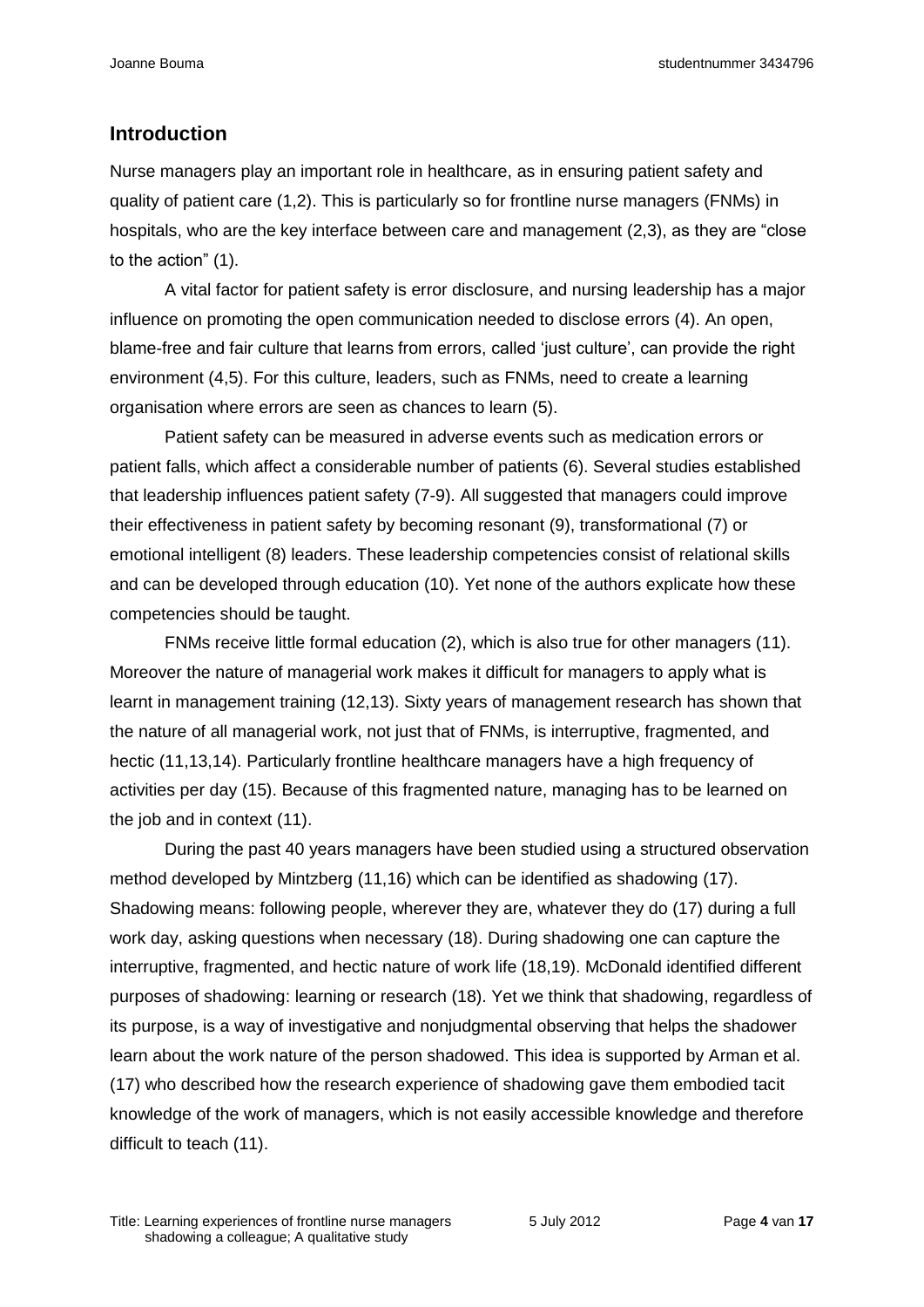## Introduction

Nurse managers play an important role in healthcare, as in ensuring patient safety and quality of patient care (1,2). This is particularly so for frontline nurse managers (FNMs) in hospitals, who are the key interface between care and management (2,3), as they are "close to the action" (1).

A vital factor for patient safety is error disclosure, and nursing leadership has a major influence on promoting the open communication needed to disclose errors (4). An open, blame-free and fair culture that learns from errors, called 'just culture', can provide the right environment (4,5). For this culture, leaders, such as FNMs, need to create a learning organisation where errors are seen as chances to learn (5).

Patient safety can be measured in adverse events such as medication errors or patient falls, which affect a considerable number of patients (6). Several studies established that leadership influences patient safety (7-9). All suggested that managers could improve their effectiveness in patient safety by becoming resonant (9), transformational (7) or emotional intelligent (8) leaders. These leadership competencies consist of relational skills and can be developed through education (10). Yet none of the authors explicate how these competencies should be taught.

FNMs receive little formal education (2), which is also true for other managers (11). Moreover the nature of managerial work makes it difficult for managers to apply what is learnt in management training (12,13). Sixty years of management research has shown that the nature of all managerial work, not just that of FNMs, is interruptive, fragmented, and hectic (11,13,14). Particularly frontline healthcare managers have a high frequency of activities per day (15). Because of this fragmented nature, managing has to be learned on the job and in context (11).

During the past 40 years managers have been studied using a structured observation method developed by Mintzberg (11,16) which can be identified as shadowing (17). Shadowing means: following people, wherever they are, whatever they do (17) during a full work day, asking questions when necessary (18). During shadowing one can capture the interruptive, fragmented, and hectic nature of work life (18,19). McDonald identified different purposes of shadowing: learning or research (18). Yet we think that shadowing, regardless of its purpose, is a way of investigative and nonjudgmental observing that helps the shadower learn about the work nature of the person shadowed. This idea is supported by Arman et al. (17) who described how the research experience of shadowing gave them embodied tacit knowledge of the work of managers, which is not easily accessible knowledge and therefore difficult to teach (11).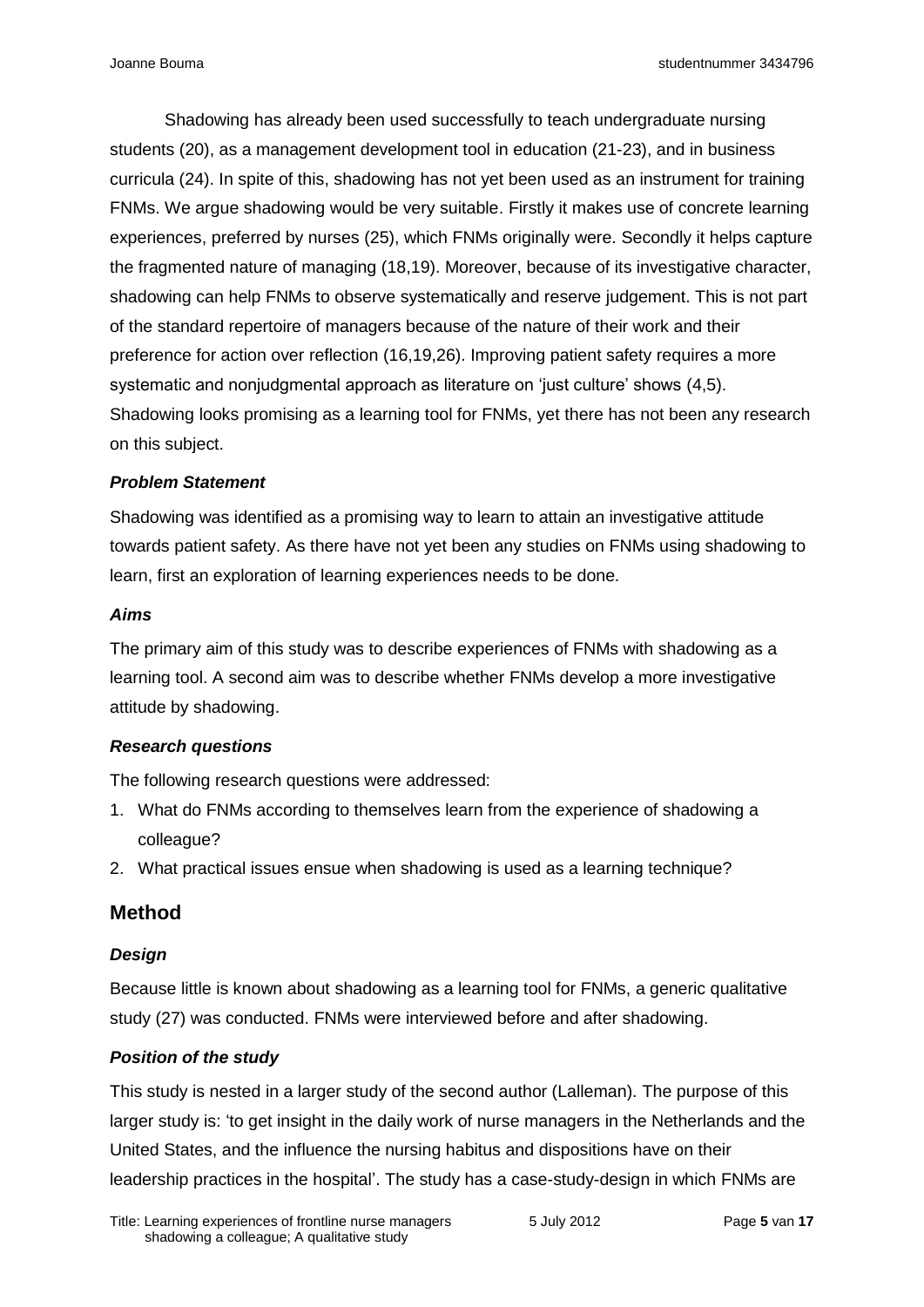Shadowing has already been used successfully to teach undergraduate nursing students (20), as a management development tool in education (21-23), and in business curricula (24). In spite of this, shadowing has not yet been used as an instrument for training FNMs. We argue shadowing would be very suitable. Firstly it makes use of concrete learning experiences, preferred by nurses (25), which FNMs originally were. Secondly it helps capture the fragmented nature of managing (18,19). Moreover, because of its investigative character, shadowing can help FNMs to observe systematically and reserve judgement. This is not part of the standard repertoire of managers because of the nature of their work and their preference for action over reflection (16,19,26). Improving patient safety requires a more systematic and nonjudgmental approach as literature on 'just culture' shows (4,5). Shadowing looks promising as a learning tool for FNMs, yet there has not been any research on this subject.

### *Problem Statement*

Shadowing was identified as a promising way to learn to attain an investigative attitude towards patient safety. As there have not yet been any studies on FNMs using shadowing to learn, first an exploration of learning experiences needs to be done.

### *Aims*

The primary aim of this study was to describe experiences of FNMs with shadowing as a learning tool. A second aim was to describe whether FNMs develop a more investigative attitude by shadowing.

### *Research questions*

The following research questions were addressed:

1. What do FNMs according to themselves learn from the experience of shadowing a colleague?
2. What practical issues ensue when shadowing is used as a learning technique?

## Method

### *Design*

Because little is known about shadowing as a learning tool for FNMs, a generic qualitative study (27) was conducted. FNMs were interviewed before and after shadowing.

### *Position of the study*

This study is nested in a larger study of the second author (Lalleman). The purpose of this larger study is: 'to get insight in the daily work of nurse managers in the Netherlands and the United States, and the influence the nursing habitus and dispositions have on their leadership practices in the hospital'. The study has a case-study-design in which FNMs are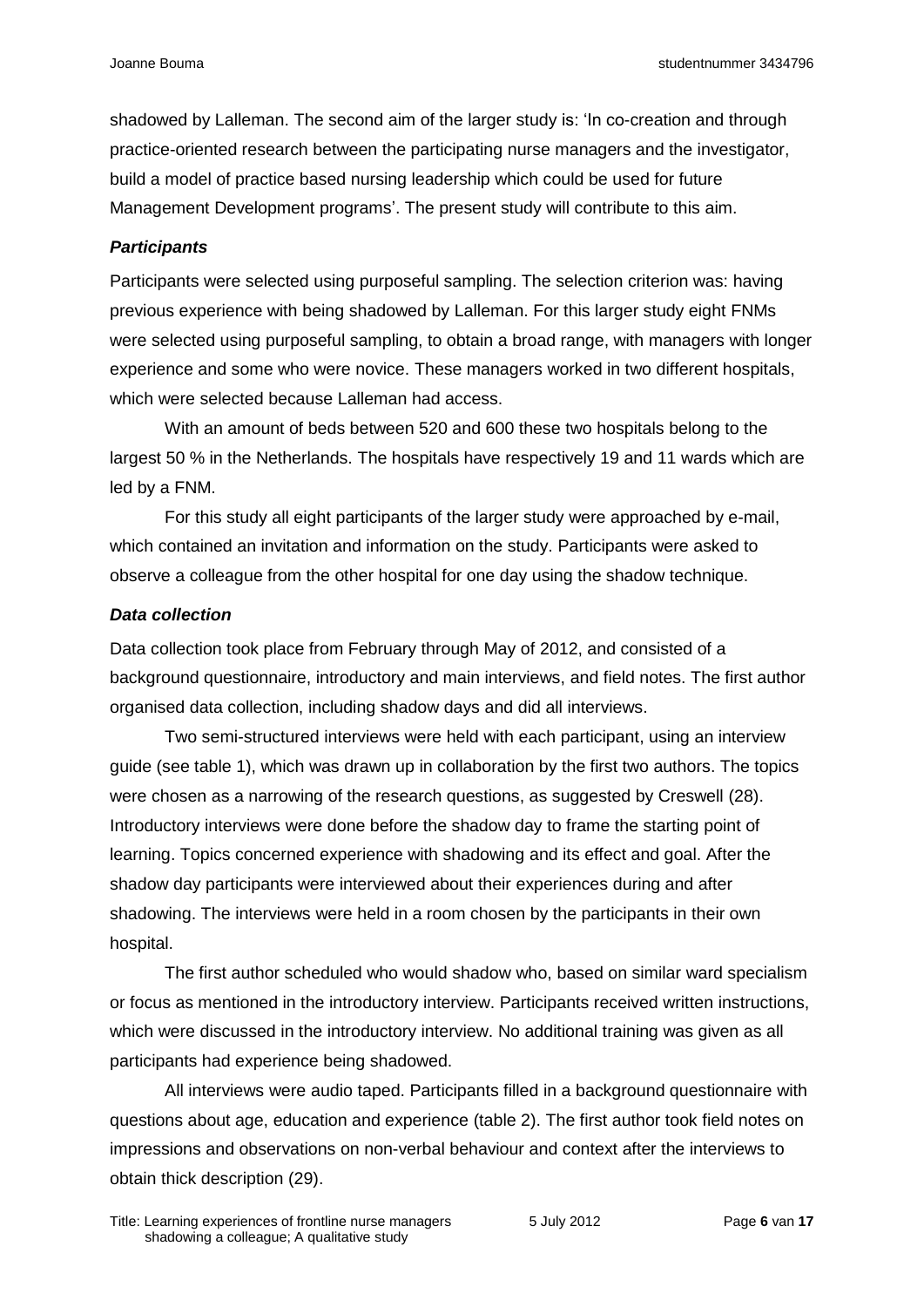shadowed by Lalleman. The second aim of the larger study is: 'In co-creation and through practice-oriented research between the participating nurse managers and the investigator, build a model of practice based nursing leadership which could be used for future Management Development programs'. The present study will contribute to this aim.

### *Participants*

Participants were selected using purposeful sampling. The selection criterion was: having previous experience with being shadowed by Lalleman. For this larger study eight FNMs were selected using purposeful sampling, to obtain a broad range, with managers with longer experience and some who were novice. These managers worked in two different hospitals, which were selected because Lalleman had access.

With an amount of beds between 520 and 600 these two hospitals belong to the largest 50 % in the Netherlands. The hospitals have respectively 19 and 11 wards which are led by a FNM.

For this study all eight participants of the larger study were approached by e-mail, which contained an invitation and information on the study. Participants were asked to observe a colleague from the other hospital for one day using the shadow technique.

### *Data collection*

Data collection took place from February through May of 2012, and consisted of a background questionnaire, introductory and main interviews, and field notes. The first author organised data collection, including shadow days and did all interviews.

Two semi-structured interviews were held with each participant, using an interview guide (see table 1), which was drawn up in collaboration by the first two authors. The topics were chosen as a narrowing of the research questions, as suggested by Creswell (28). Introductory interviews were done before the shadow day to frame the starting point of learning. Topics concerned experience with shadowing and its effect and goal. After the shadow day participants were interviewed about their experiences during and after shadowing. The interviews were held in a room chosen by the participants in their own hospital.

The first author scheduled who would shadow who, based on similar ward specialism or focus as mentioned in the introductory interview. Participants received written instructions, which were discussed in the introductory interview. No additional training was given as all participants had experience being shadowed.

All interviews were audio taped. Participants filled in a background questionnaire with questions about age, education and experience (table 2). The first author took field notes on impressions and observations on non-verbal behaviour and context after the interviews to obtain thick description (29).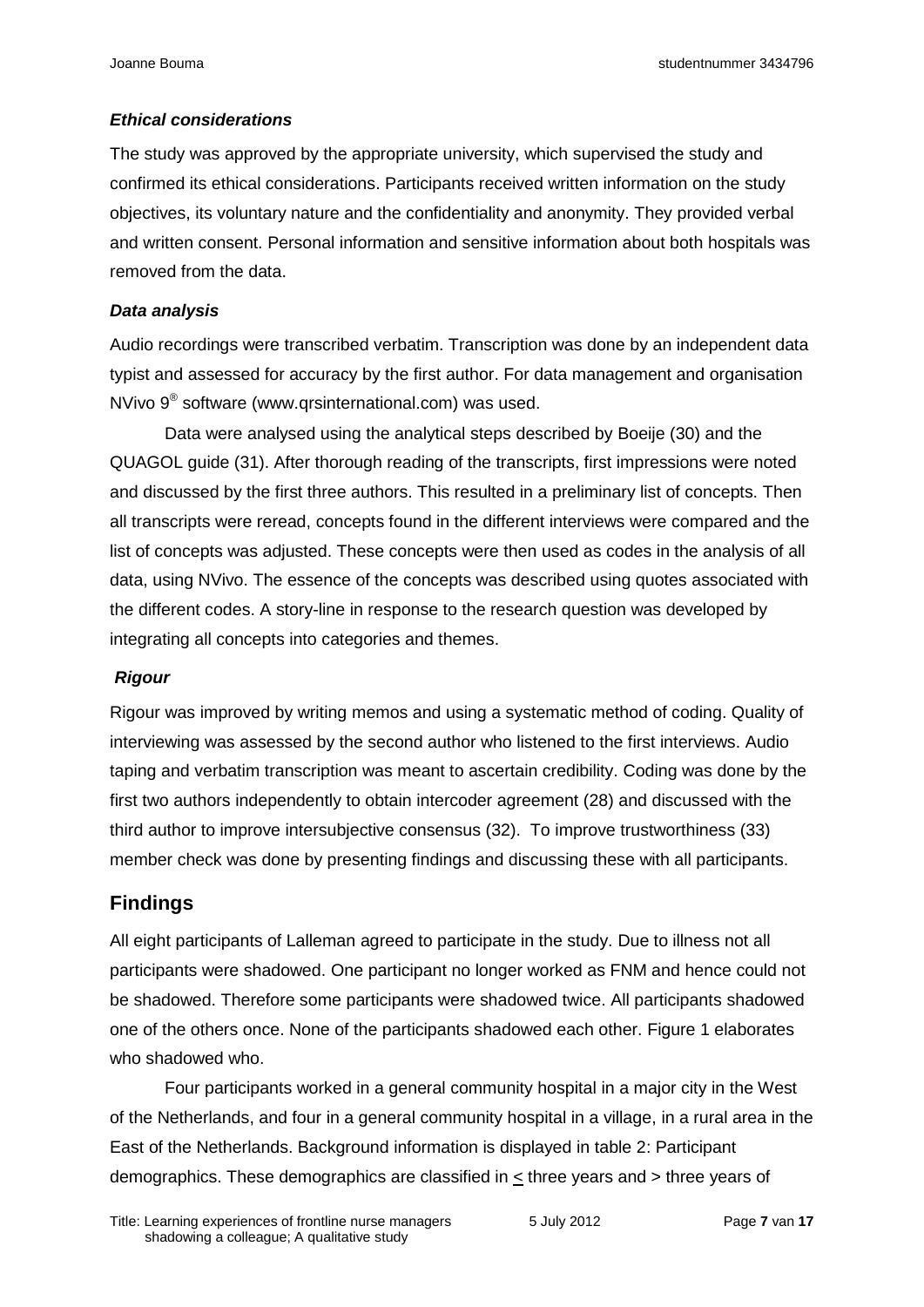### *Ethical considerations*

The study was approved by the appropriate university, which supervised the study and confirmed its ethical considerations. Participants received written information on the study objectives, its voluntary nature and the confidentiality and anonymity. They provided verbal and written consent. Personal information and sensitive information about both hospitals was removed from the data.

### *Data analysis*

Audio recordings were transcribed verbatim. Transcription was done by an independent data typist and assessed for accuracy by the first author. For data management and organisation NVivo 9® software (www.qrsinternational.com) was used.

Data were analysed using the analytical steps described by Boeije (30) and the QUAGOL guide (31). After thorough reading of the transcripts, first impressions were noted and discussed by the first three authors. This resulted in a preliminary list of concepts. Then all transcripts were reread, concepts found in the different interviews were compared and the list of concepts was adjusted. These concepts were then used as codes in the analysis of all data, using NVivo. The essence of the concepts was described using quotes associated with the different codes. A story-line in response to the research question was developed by integrating all concepts into categories and themes.

### *Rigour*

Rigour was improved by writing memos and using a systematic method of coding. Quality of interviewing was assessed by the second author who listened to the first interviews. Audio taping and verbatim transcription was meant to ascertain credibility. Coding was done by the first two authors independently to obtain intercoder agreement (28) and discussed with the third author to improve intersubjective consensus (32). To improve trustworthiness (33) member check was done by presenting findings and discussing these with all participants.

## Findings

All eight participants of Lalleman agreed to participate in the study. Due to illness not all participants were shadowed. One participant no longer worked as FNM and hence could not be shadowed. Therefore some participants were shadowed twice. All participants shadowed one of the others once. None of the participants shadowed each other. Figure 1 elaborates who shadowed who.

Four participants worked in a general community hospital in a major city in the West of the Netherlands, and four in a general community hospital in a village, in a rural area in the East of the Netherlands. Background information is displayed in table 2: Participant demographics. These demographics are classified in $\leq$ three years and > three years of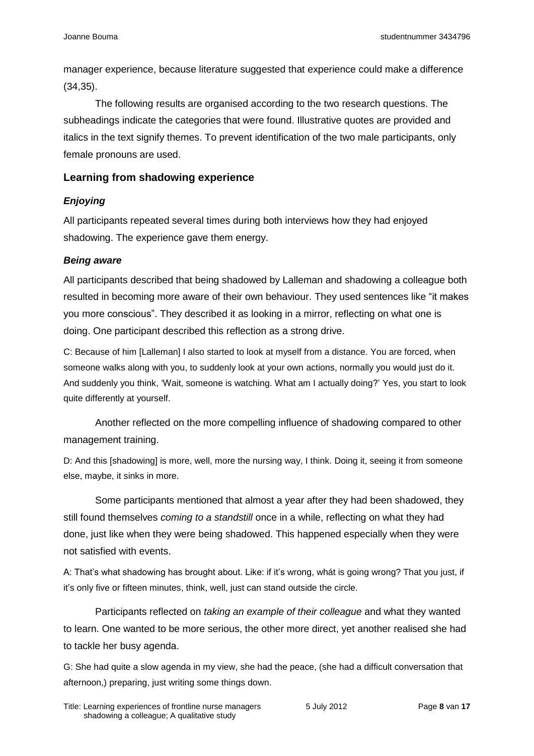manager experience, because literature suggested that experience could make a difference (34,35).

The following results are organised according to the two research questions. The subheadings indicate the categories that were found. Illustrative quotes are provided and italics in the text signify themes. To prevent identification of the two male participants, only female pronouns are used.

## Learning from shadowing experience

### *Enjoying*

All participants repeated several times during both interviews how they had enjoyed shadowing. The experience gave them energy.

### *Being aware*

All participants described that being shadowed by Lalleman and shadowing a colleague both resulted in becoming more aware of their own behaviour. They used sentences like “it makes you more conscious”. They described it as looking in a mirror, reflecting on what one is doing. One participant described this reflection as a strong drive.

C: Because of him [Lalleman] I also started to look at myself from a distance. You are forced, when someone walks along with you, to suddenly look at your own actions, normally you would just do it. And suddenly you think, ‘Wait, someone is watching. What am I actually doing?’ Yes, you start to look quite differently at yourself.

Another reflected on the more compelling influence of shadowing compared to other management training.

D: And this [shadowing] is more, well, more the nursing way, I think. Doing it, seeing it from someone else, maybe, it sinks in more.

Some participants mentioned that almost a year after they had been shadowed, they still found themselves *coming to a standstill* once in a while, reflecting on what they had done, just like when they were being shadowed. This happened especially when they were not satisfied with events.

A: That’s what shadowing has brought about. Like: if it’s wrong, whát is going wrong? That you just, if it’s only five or fifteen minutes, think, well, just can stand outside the circle.

Participants reflected on *taking an example of their colleague* and what they wanted to learn. One wanted to be more serious, the other more direct, yet another realised she had to tackle her busy agenda.

G: She had quite a slow agenda in my view, she had the peace, (she had a difficult conversation that afternoon,) preparing, just writing some things down.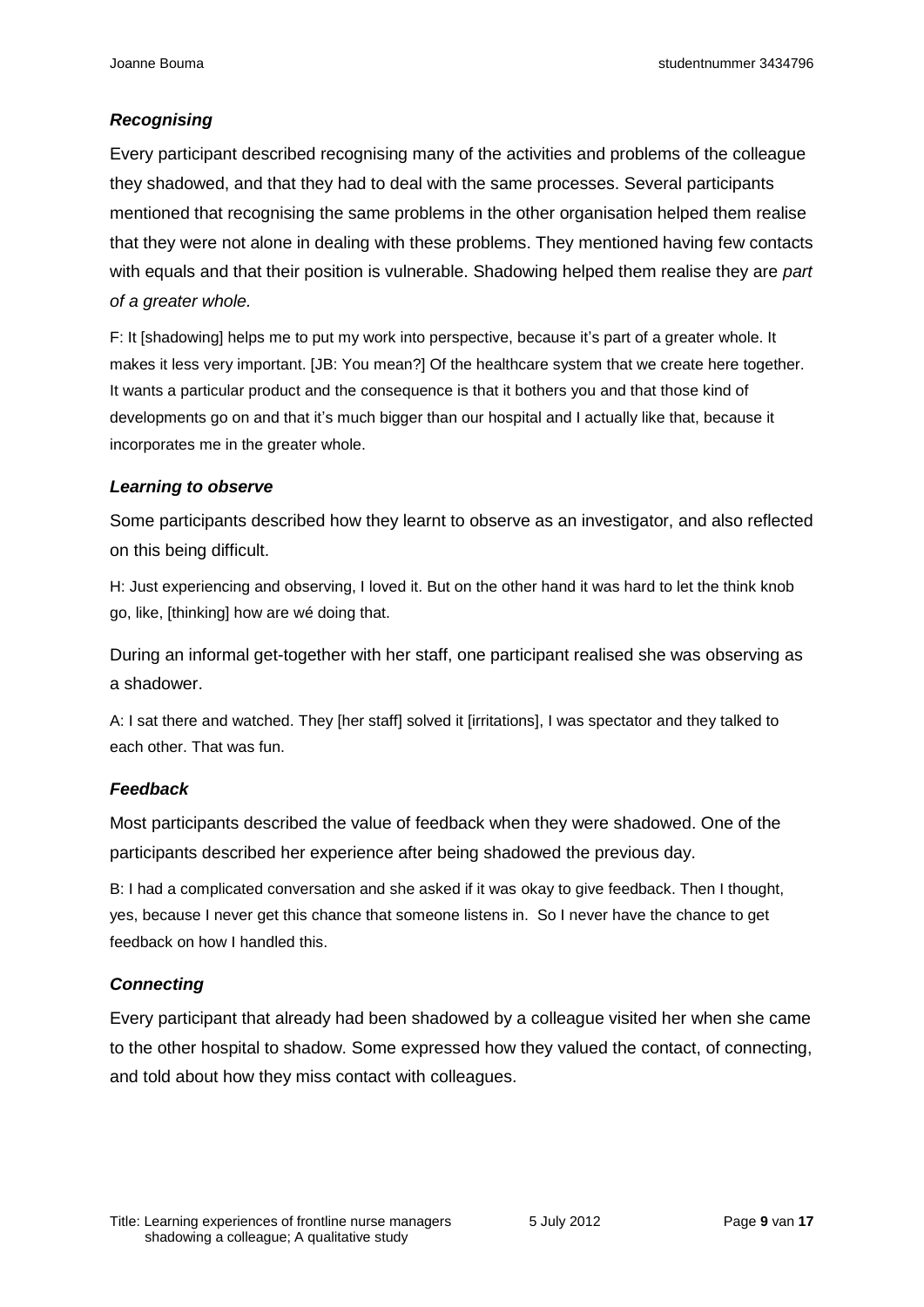### *Recognising*

Every participant described recognising many of the activities and problems of the colleague they shadowed, and that they had to deal with the same processes. Several participants mentioned that recognising the same problems in the other organisation helped them realise that they were not alone in dealing with these problems. They mentioned having few contacts with equals and that their position is vulnerable. Shadowing helped them realise they are *part of a greater whole.*

F: It [shadowing] helps me to put my work into perspective, because it's part of a greater whole. It makes it less very important. [JB: You mean?] Of the healthcare system that we create here together. It wants a particular product and the consequence is that it bothers you and that those kind of developments go on and that it's much bigger than our hospital and I actually like that, because it incorporates me in the greater whole.

### *Learning to observe*

Some participants described how they learnt to observe as an investigator, and also reflected on this being difficult.

H: Just experiencing and observing, I loved it. But on the other hand it was hard to let the think knob go, like, [thinking] how are wé doing that.

During an informal get-together with her staff, one participant realised she was observing as a shadower.

A: I sat there and watched. They [her staff] solved it [irritations], I was spectator and they talked to each other. That was fun.

### *Feedback*

Most participants described the value of feedback when they were shadowed. One of the participants described her experience after being shadowed the previous day.

B: I had a complicated conversation and she asked if it was okay to give feedback. Then I thought, yes, because I never get this chance that someone listens in. So I never have the chance to get feedback on how I handled this.

### *Connecting*

Every participant that already had been shadowed by a colleague visited her when she came to the other hospital to shadow. Some expressed how they valued the contact, of connecting, and told about how they miss contact with colleagues.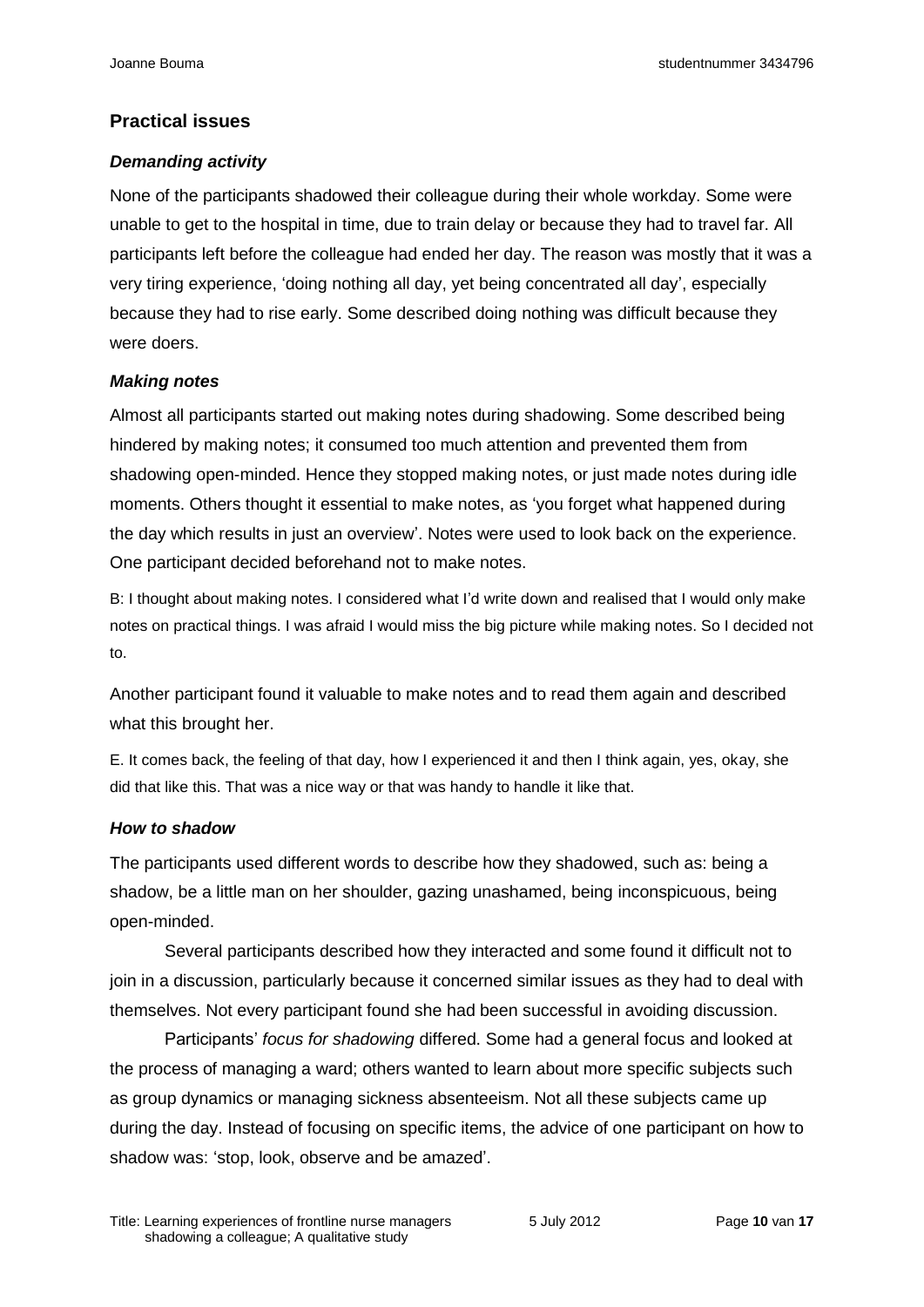## Practical issues

### *Demanding activity*

None of the participants shadowed their colleague during their whole workday. Some were unable to get to the hospital in time, due to train delay or because they had to travel far. All participants left before the colleague had ended her day. The reason was mostly that it was a very tiring experience, 'doing nothing all day, yet being concentrated all day', especially because they had to rise early. Some described doing nothing was difficult because they were doers.

### *Making notes*

Almost all participants started out making notes during shadowing. Some described being hindered by making notes; it consumed too much attention and prevented them from shadowing open-minded. Hence they stopped making notes, or just made notes during idle moments. Others thought it essential to make notes, as 'you forget what happened during the day which results in just an overview'. Notes were used to look back on the experience. One participant decided beforehand not to make notes.

B: I thought about making notes. I considered what I'd write down and realised that I would only make notes on practical things. I was afraid I would miss the big picture while making notes. So I decided not to.

Another participant found it valuable to make notes and to read them again and described what this brought her.

E. It comes back, the feeling of that day, how I experienced it and then I think again, yes, okay, she did that like this. That was a nice way or that was handy to handle it like that.

### *How to shadow*

The participants used different words to describe how they shadowed, such as: being a shadow, be a little man on her shoulder, gazing unashamed, being inconspicuous, being open-minded.

Several participants described how they interacted and some found it difficult not to join in a discussion, particularly because it concerned similar issues as they had to deal with themselves. Not every participant found she had been successful in avoiding discussion.

Participants' *focus for shadowing* differed. Some had a general focus and looked at the process of managing a ward; others wanted to learn about more specific subjects such as group dynamics or managing sickness absenteeism. Not all these subjects came up during the day. Instead of focusing on specific items, the advice of one participant on how to shadow was: 'stop, look, observe and be amazed'.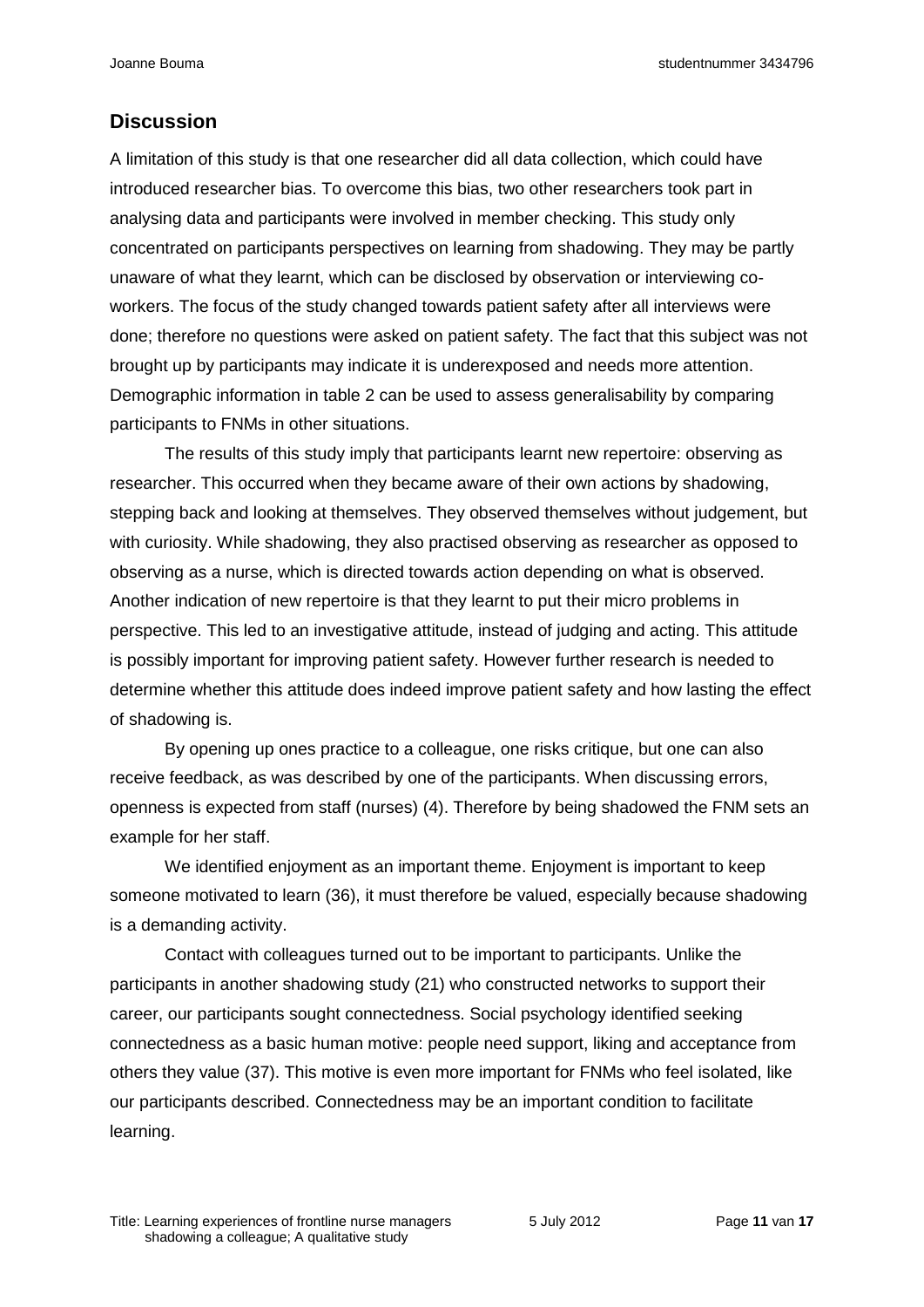## Discussion

A limitation of this study is that one researcher did all data collection, which could have introduced researcher bias. To overcome this bias, two other researchers took part in analysing data and participants were involved in member checking. This study only concentrated on participants perspectives on learning from shadowing. They may be partly unaware of what they learnt, which can be disclosed by observation or interviewing co-workers. The focus of the study changed towards patient safety after all interviews were done; therefore no questions were asked on patient safety. The fact that this subject was not brought up by participants may indicate it is underexposed and needs more attention. Demographic information in table 2 can be used to assess generalisability by comparing participants to FNMs in other situations.

The results of this study imply that participants learnt new repertoire: observing as researcher. This occurred when they became aware of their own actions by shadowing, stepping back and looking at themselves. They observed themselves without judgement, but with curiosity. While shadowing, they also practised observing as researcher as opposed to observing as a nurse, which is directed towards action depending on what is observed. Another indication of new repertoire is that they learnt to put their micro problems in perspective. This led to an investigative attitude, instead of judging and acting. This attitude is possibly important for improving patient safety. However further research is needed to determine whether this attitude does indeed improve patient safety and how lasting the effect of shadowing is.

By opening up ones practice to a colleague, one risks critique, but one can also receive feedback, as was described by one of the participants. When discussing errors, openness is expected from staff (nurses) (4). Therefore by being shadowed the FNM sets an example for her staff.

We identified enjoyment as an important theme. Enjoyment is important to keep someone motivated to learn (36), it must therefore be valued, especially because shadowing is a demanding activity.

Contact with colleagues turned out to be important to participants. Unlike the participants in another shadowing study (21) who constructed networks to support their career, our participants sought connectedness. Social psychology identified seeking connectedness as a basic human motive: people need support, liking and acceptance from others they value (37). This motive is even more important for FNMs who feel isolated, like our participants described. Connectedness may be an important condition to facilitate learning.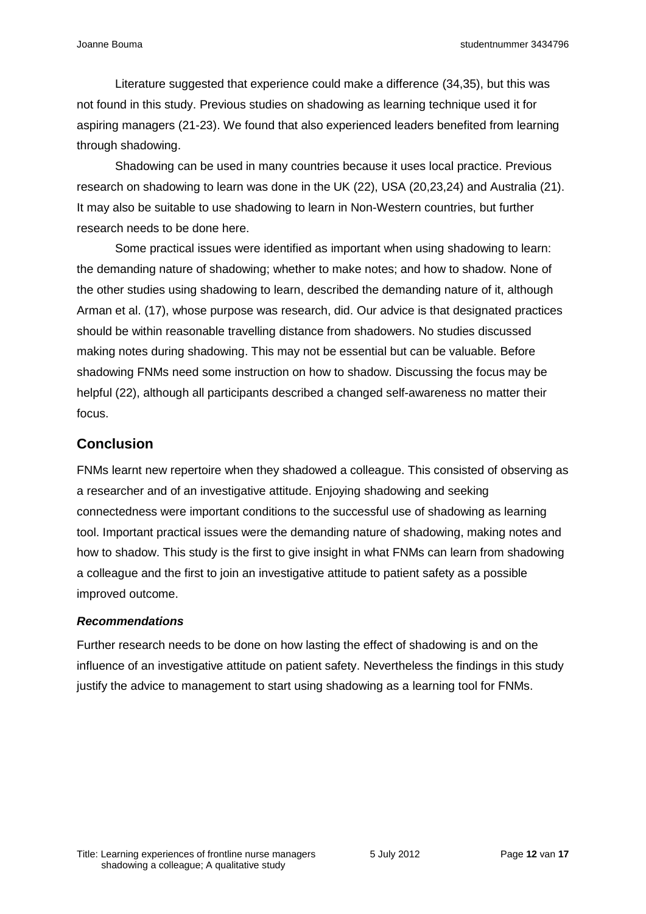Literature suggested that experience could make a difference (34,35), but this was not found in this study. Previous studies on shadowing as learning technique used it for aspiring managers (21-23). We found that also experienced leaders benefited from learning through shadowing.

Shadowing can be used in many countries because it uses local practice. Previous research on shadowing to learn was done in the UK (22), USA (20,23,24) and Australia (21). It may also be suitable to use shadowing to learn in Non-Western countries, but further research needs to be done here.

Some practical issues were identified as important when using shadowing to learn: the demanding nature of shadowing; whether to make notes; and how to shadow. None of the other studies using shadowing to learn, described the demanding nature of it, although Arman et al. (17), whose purpose was research, did. Our advice is that designated practices should be within reasonable travelling distance from shadowers. No studies discussed making notes during shadowing. This may not be essential but can be valuable. Before shadowing FNMs need some instruction on how to shadow. Discussing the focus may be helpful (22), although all participants described a changed self-awareness no matter their focus.

## Conclusion

FNMs learnt new repertoire when they shadowed a colleague. This consisted of observing as a researcher and of an investigative attitude. Enjoying shadowing and seeking connectedness were important conditions to the successful use of shadowing as learning tool. Important practical issues were the demanding nature of shadowing, making notes and how to shadow. This study is the first to give insight in what FNMs can learn from shadowing a colleague and the first to join an investigative attitude to patient safety as a possible improved outcome.

### *Recommendations*

Further research needs to be done on how lasting the effect of shadowing is and on the influence of an investigative attitude on patient safety. Nevertheless the findings in this study justify the advice to management to start using shadowing as a learning tool for FNMs.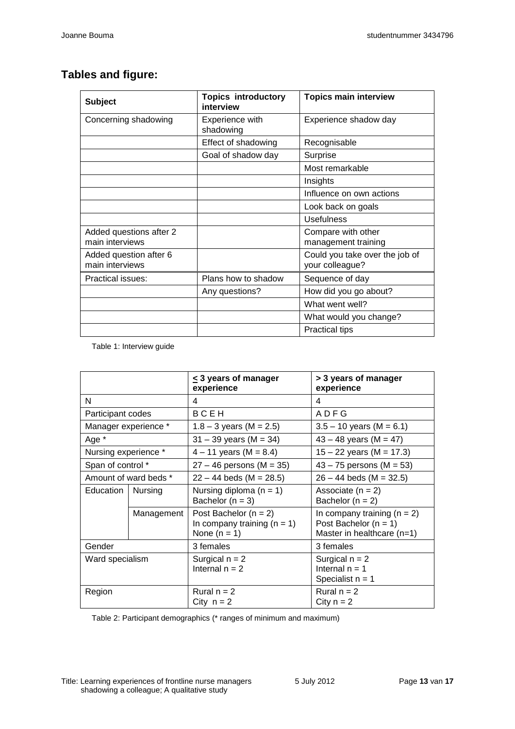## Tables and figure:

| Subject | Topics introductory interview | Topics main interview |
|---|---|---|
| Concerning shadowing | Experience with shadowing | Experience shadow day |
| | Effect of shadowing | Recognisable |
| | Goal of shadow day | Surprise |
| | | Most remarkable |
| | | Insights |
| | | Influence on own actions |
| | | Look back on goals |
| | | Usefulness |
| Added questions after 2 main interviews | | Compare with other management training |
| Added question after 6 main interviews | | Could you take over the job of your colleague? |
| Practical issues: | Plans how to shadow | Sequence of day |
| | Any questions? | How did you go about? |
| | | What went well? |
| | | What would you change? |
| | | Practical tips |

Table 1: Interview guide

| | | ≤ 3 years of manager experience | > 3 years of manager experience |
|---|---|---|---|
| N | | 4 | 4 |
| Participant codes | | B C E H | A D F G |
| Manager experience * | | 1.8 – 3 years (M = 2.5) | 3.5 – 10 years (M = 6.1) |
| Age * | | 31 – 39 years (M = 34) | 43 – 48 years (M = 47) |
| Nursing experience * | | 4 – 11 years (M = 8.4) | 15 – 22 years (M = 17.3) |
| Span of control * | | 27 – 46 persons (M = 35) | 43 – 75 persons (M = 53) |
| Amount of ward beds * | | 22 – 44 beds (M = 28.5) | 26 – 44 beds (M = 32.5) |
| Education | Nursing | Nursing diploma (n = 1)<br>Bachelor (n = 3) | Associate (n = 2)<br>Bachelor (n = 2) |
| | Management | Post Bachelor (n = 2)<br>In company training (n = 1)<br>None (n = 1) | In company training (n = 2)<br>Post Bachelor (n = 1)<br>Master in healthcare (n=1) |
| Gender | | 3 females | 3 females |
| Ward specialism | | Surgical n = 2<br>Internal n = 2 | Surgical n = 2<br>Internal n = 1<br>Specialist n = 1 |
| Region | | Rural n = 2<br>City n = 2 | Rural n = 2<br>City n = 2 |

Table 2: Participant demographics (* ranges of minimum and maximum)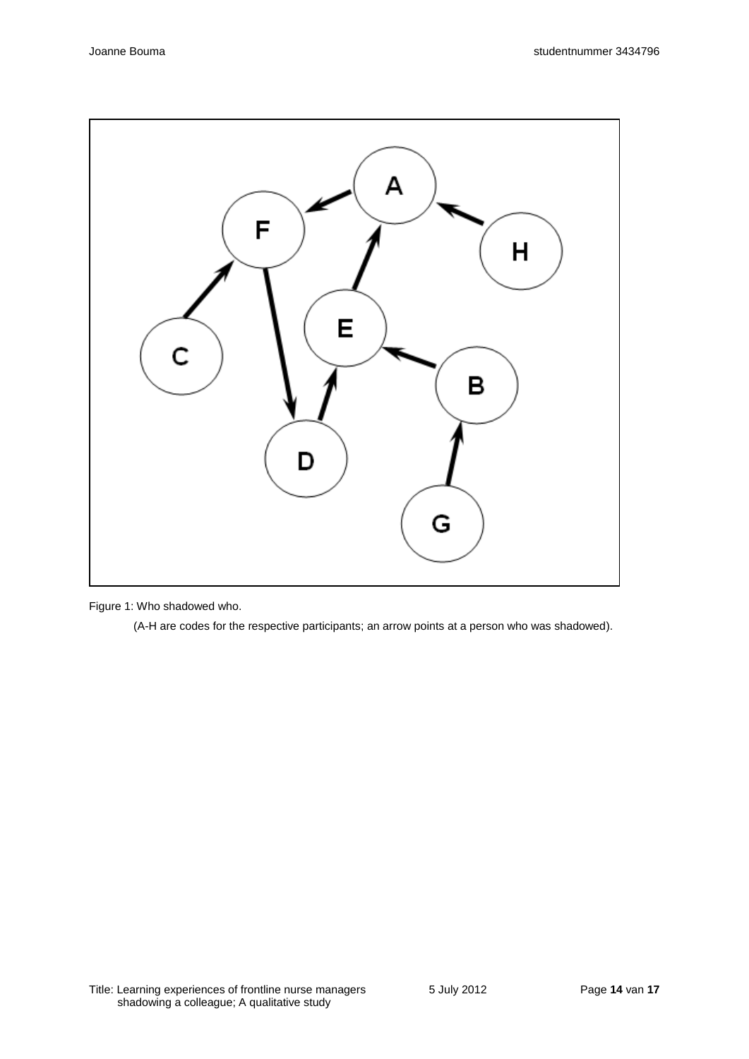Figure 1: Who shadowed who.

(A-H are codes for the respective participants; an arrow points at a person who was shadowed).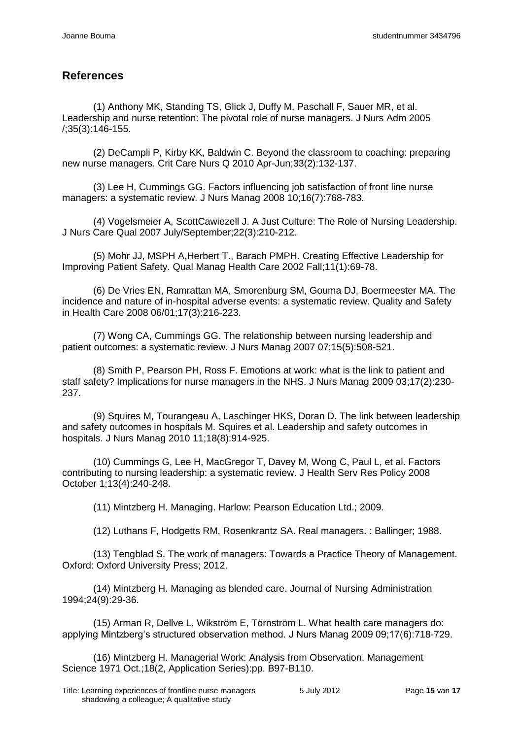## References

(1) Anthony MK, Standing TS, Glick J, Duffy M, Paschall F, Sauer MR, et al. Leadership and nurse retention: The pivotal role of nurse managers. J Nurs Adm 2005 /;35(3):146-155.

(2) DeCampli P, Kirby KK, Baldwin C. Beyond the classroom to coaching: preparing new nurse managers. Crit Care Nurs Q 2010 Apr-Jun;33(2):132-137.

(3) Lee H, Cummings GG. Factors influencing job satisfaction of front line nurse managers: a systematic review. J Nurs Manag 2008 10;16(7):768-783.

(4) Vogelsmeier A, ScottCawiezell J. A Just Culture: The Role of Nursing Leadership. J Nurs Care Qual 2007 July/September;22(3):210-212.

(5) Mohr JJ, MSPH A,Herbert T., Barach PMPH. Creating Effective Leadership for Improving Patient Safety. Qual Manag Health Care 2002 Fall;11(1):69-78.

(6) De Vries EN, Ramrattan MA, Smorenburg SM, Gouma DJ, Boermeester MA. The incidence and nature of in-hospital adverse events: a systematic review. Quality and Safety in Health Care 2008 06/01;17(3):216-223.

(7) Wong CA, Cummings GG. The relationship between nursing leadership and patient outcomes: a systematic review. J Nurs Manag 2007 07;15(5):508-521.

(8) Smith P, Pearson PH, Ross F. Emotions at work: what is the link to patient and staff safety? Implications for nurse managers in the NHS. J Nurs Manag 2009 03;17(2):230-237.

(9) Squires M, Tourangeau A, Laschinger HKS, Doran D. The link between leadership and safety outcomes in hospitals M. Squires et al. Leadership and safety outcomes in hospitals. J Nurs Manag 2010 11;18(8):914-925.

(10) Cummings G, Lee H, MacGregor T, Davey M, Wong C, Paul L, et al. Factors contributing to nursing leadership: a systematic review. J Health Serv Res Policy 2008 October 1;13(4):240-248.

(11) Mintzberg H. Managing. Harlow: Pearson Education Ltd.; 2009.

(12) Luthans F, Hodgetts RM, Rosenkrantz SA. Real managers. : Ballinger; 1988.

(13) Tengblad S. The work of managers: Towards a Practice Theory of Management. Oxford: Oxford University Press; 2012.

(14) Mintzberg H. Managing as blended care. Journal of Nursing Administration 1994;24(9):29-36.

(15) Arman R, Dellve L, Wikström E, Törnström L. What health care managers do: applying Mintzberg's structured observation method. J Nurs Manag 2009 09;17(6):718-729.

(16) Mintzberg H. Managerial Work: Analysis from Observation. Management Science 1971 Oct.;18(2, Application Series):pp. B97-B110.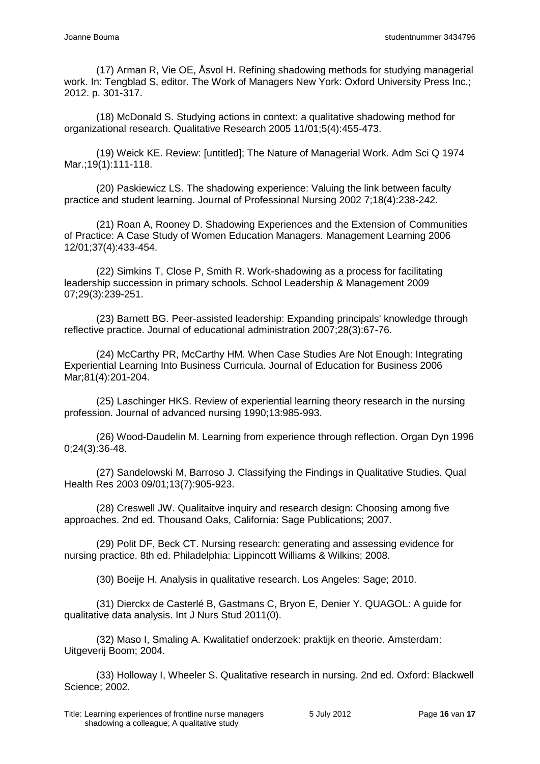(17) Arman R, Vie OE, Åsvol H. Refining shadowing methods for studying managerial work. In: Tengblad S, editor. The Work of Managers New York: Oxford University Press Inc.; 2012. p. 301-317.

(18) McDonald S. Studying actions in context: a qualitative shadowing method for organizational research. Qualitative Research 2005 11/01;5(4):455-473.

(19) Weick KE. Review: [untitled]; The Nature of Managerial Work. Adm Sci Q 1974 Mar.;19(1):111-118.

(20) Paskiewicz LS. The shadowing experience: Valuing the link between faculty practice and student learning. Journal of Professional Nursing 2002 7;18(4):238-242.

(21) Roan A, Rooney D. Shadowing Experiences and the Extension of Communities of Practice: A Case Study of Women Education Managers. Management Learning 2006 12/01;37(4):433-454.

(22) Simkins T, Close P, Smith R. Work-shadowing as a process for facilitating leadership succession in primary schools. School Leadership & Management 2009 07;29(3):239-251.

(23) Barnett BG. Peer-assisted leadership: Expanding principals' knowledge through reflective practice. Journal of educational administration 2007;28(3):67-76.

(24) McCarthy PR, McCarthy HM. When Case Studies Are Not Enough: Integrating Experiential Learning Into Business Curricula. Journal of Education for Business 2006 Mar;81(4):201-204.

(25) Laschinger HKS. Review of experiential learning theory research in the nursing profession. Journal of advanced nursing 1990;13:985-993.

(26) Wood-Daudelin M. Learning from experience through reflection. Organ Dyn 1996 0;24(3):36-48.

(27) Sandelowski M, Barroso J. Classifying the Findings in Qualitative Studies. Qual Health Res 2003 09/01;13(7):905-923.

(28) Creswell JW. Qualitaitve inquiry and research design: Choosing among five approaches. 2nd ed. Thousand Oaks, California: Sage Publications; 2007.

(29) Polit DF, Beck CT. Nursing research: generating and assessing evidence for nursing practice. 8th ed. Philadelphia: Lippincott Williams & Wilkins; 2008.

(30) Boeije H. Analysis in qualitative research. Los Angeles: Sage; 2010.

(31) Dierckx de Casterlé B, Gastmans C, Bryon E, Denier Y. QUAGOL: A guide for qualitative data analysis. Int J Nurs Stud 2011(0).

(32) Maso I, Smaling A. Kwalitatief onderzoek: praktijk en theorie. Amsterdam: Uitgeverij Boom; 2004.

(33) Holloway I, Wheeler S. Qualitative research in nursing. 2nd ed. Oxford: Blackwell Science; 2002.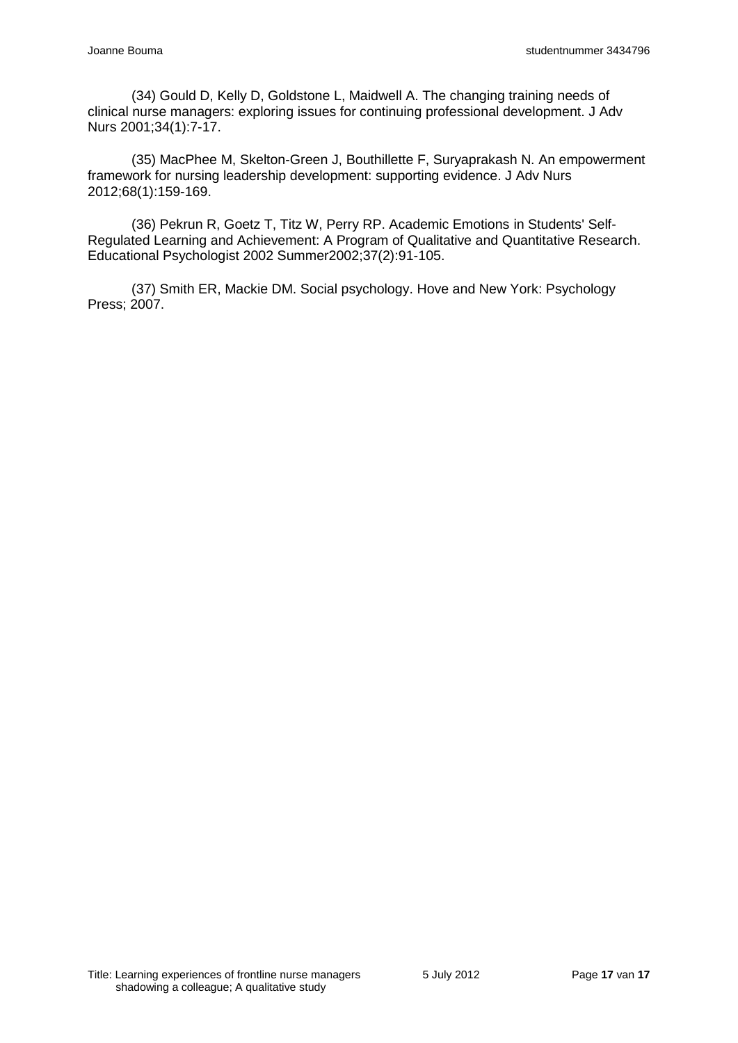(34) Gould D, Kelly D, Goldstone L, Maidwell A. The changing training needs of clinical nurse managers: exploring issues for continuing professional development. J Adv Nurs 2001;34(1):7-17.

(35) MacPhee M, Skelton-Green J, Bouthillette F, Suryaprakash N. An empowerment framework for nursing leadership development: supporting evidence. J Adv Nurs 2012;68(1):159-169.

(36) Pekrun R, Goetz T, Titz W, Perry RP. Academic Emotions in Students' Self-Regulated Learning and Achievement: A Program of Qualitative and Quantitative Research. Educational Psychologist 2002 Summer2002;37(2):91-105.

(37) Smith ER, Mackie DM. Social psychology. Hove and New York: Psychology Press; 2007.